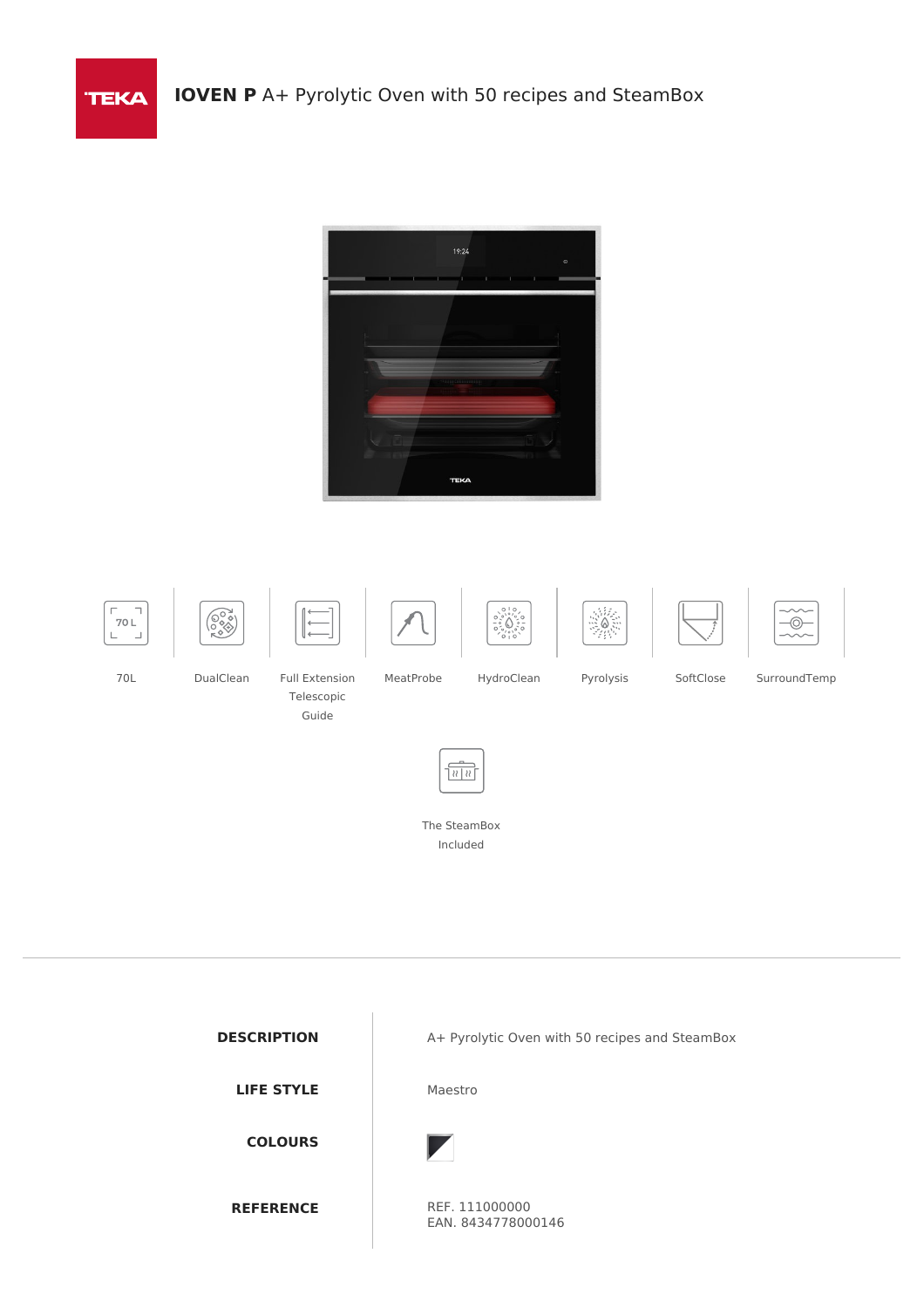# **IOVEN P** A+ Pyrolytic Oven with 50 recipes and SteamBox

70L

DualClean

Full Extension Telescopic Guide

MeatProbe

HydroClean

Pyrolysis

SoftClose

SurroundTemp

The SteamBox Included

| | |
|---|---|
| **DESCRIPTION** | A+ Pyrolytic Oven with 50 recipes and SteamBox |
| **LIFE STYLE** | Maestro |
| **COLOURS** | |
| **REFERENCE** | REF. 111000000<br>EAN. 8434778000146 |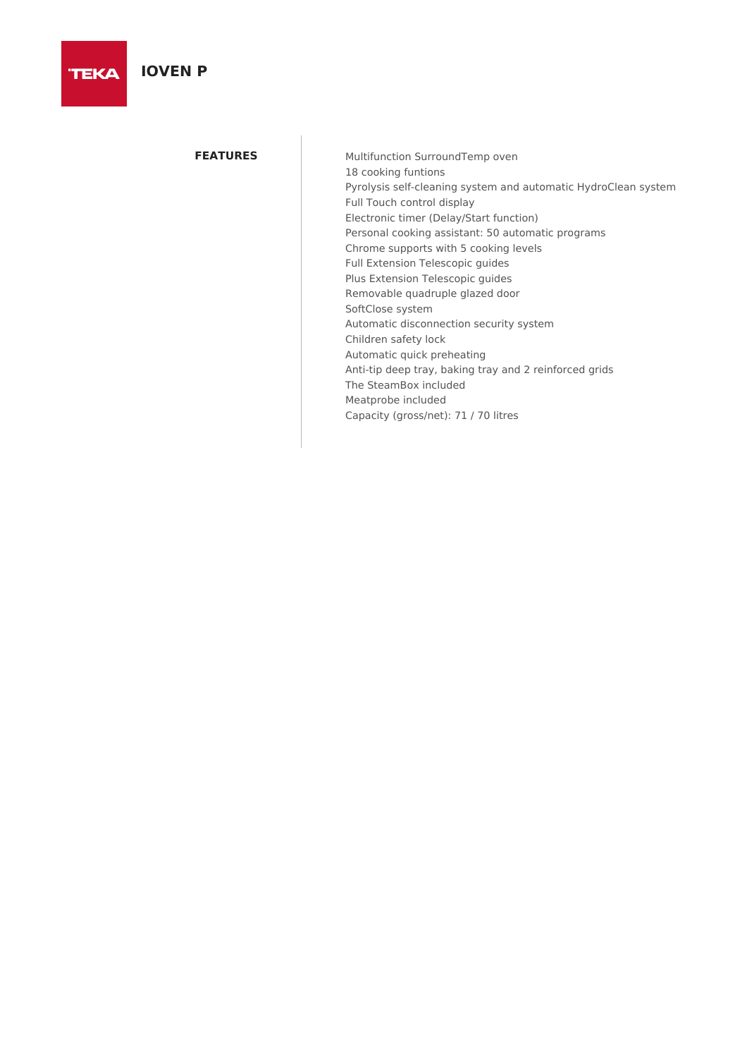# IOVEN P

## FEATURES

Multifunction SurroundTemp oven
18 cooking funtions
Pyrolysis self-cleaning system and automatic HydroClean system
Full Touch control display
Electronic timer (Delay/Start function)
Personal cooking assistant: 50 automatic programs
Chrome supports with 5 cooking levels
Full Extension Telescopic guides
Plus Extension Telescopic guides
Removable quadruple glazed door
SoftClose system
Automatic disconnection security system
Children safety lock
Automatic quick preheating
Anti-tip deep tray, baking tray and 2 reinforced grids
The SteamBox included
Meatprobe included
Capacity (gross/net): 71 / 70 litres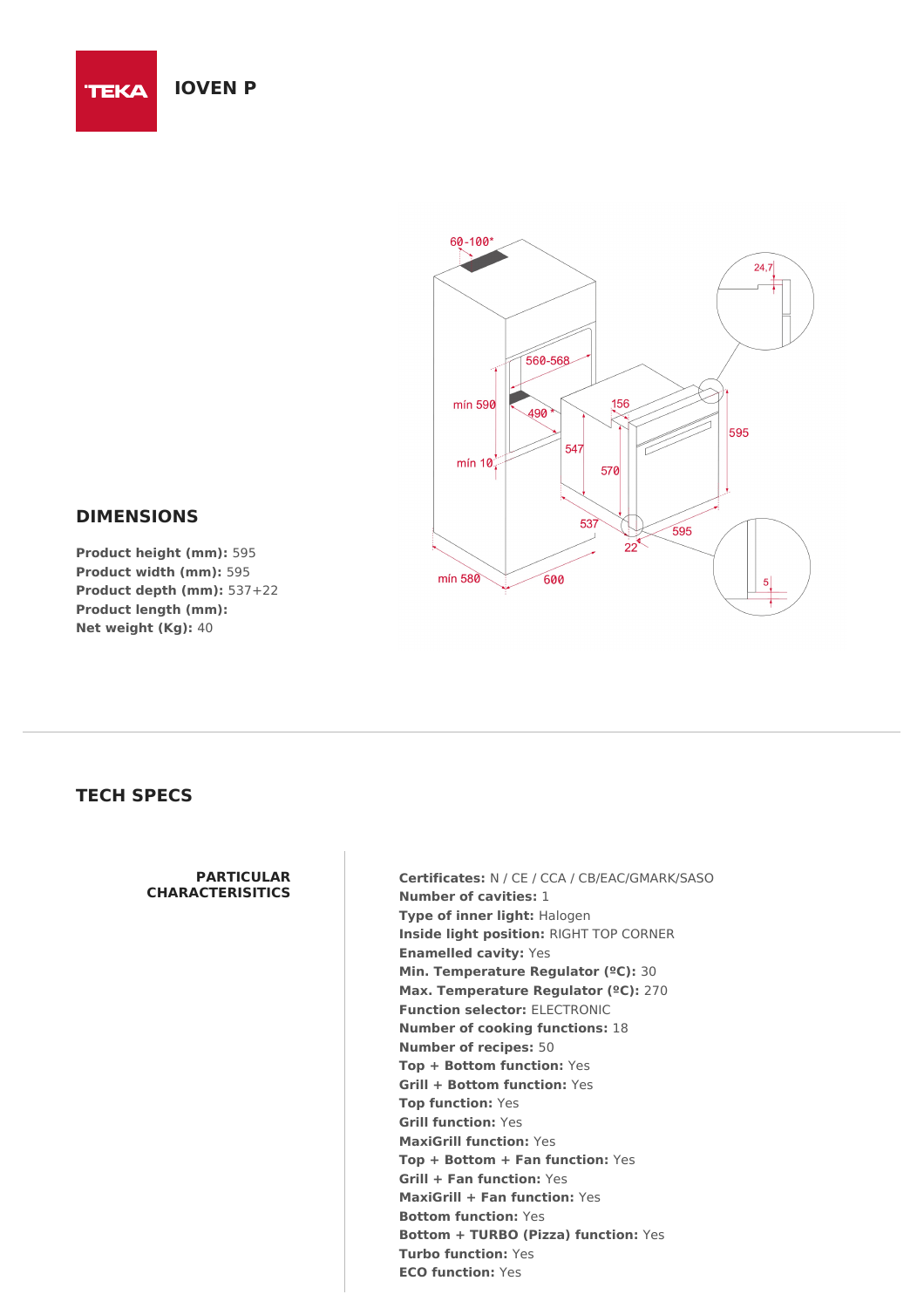# TEKA IOVEN P

## DIMENSIONS

**Product height (mm):** 595
**Product width (mm):** 595
**Product depth (mm):** 537+22
**Product length (mm):**
**Net weight (Kg):** 40

60-100*
560-568
mín 590
490*
mín 10
547
570
156
595
537
22
595
mín 580
600
24,7
5

## TECH SPECS

**PARTICULAR CHARACTERISITICS**

**Certificates:** N / CE / CCA / CB/EAC/GMARK/SASO
**Number of cavities:** 1
**Type of inner light:** Halogen
**Inside light position:** RIGHT TOP CORNER
**Enamelled cavity:** Yes
**Min. Temperature Regulator (ºC):** 30
**Max. Temperature Regulator (ºC):** 270
**Function selector:** ELECTRONIC
**Number of cooking functions:** 18
**Number of recipes:** 50
**Top + Bottom function:** Yes
**Grill + Bottom function:** Yes
**Top function:** Yes
**Grill function:** Yes
**MaxiGrill function:** Yes
**Top + Bottom + Fan function:** Yes
**Grill + Fan function:** Yes
**MaxiGrill + Fan function:** Yes
**Bottom function:** Yes
**Bottom + TURBO (Pizza) function:** Yes
**Turbo function:** Yes
**ECO function:** Yes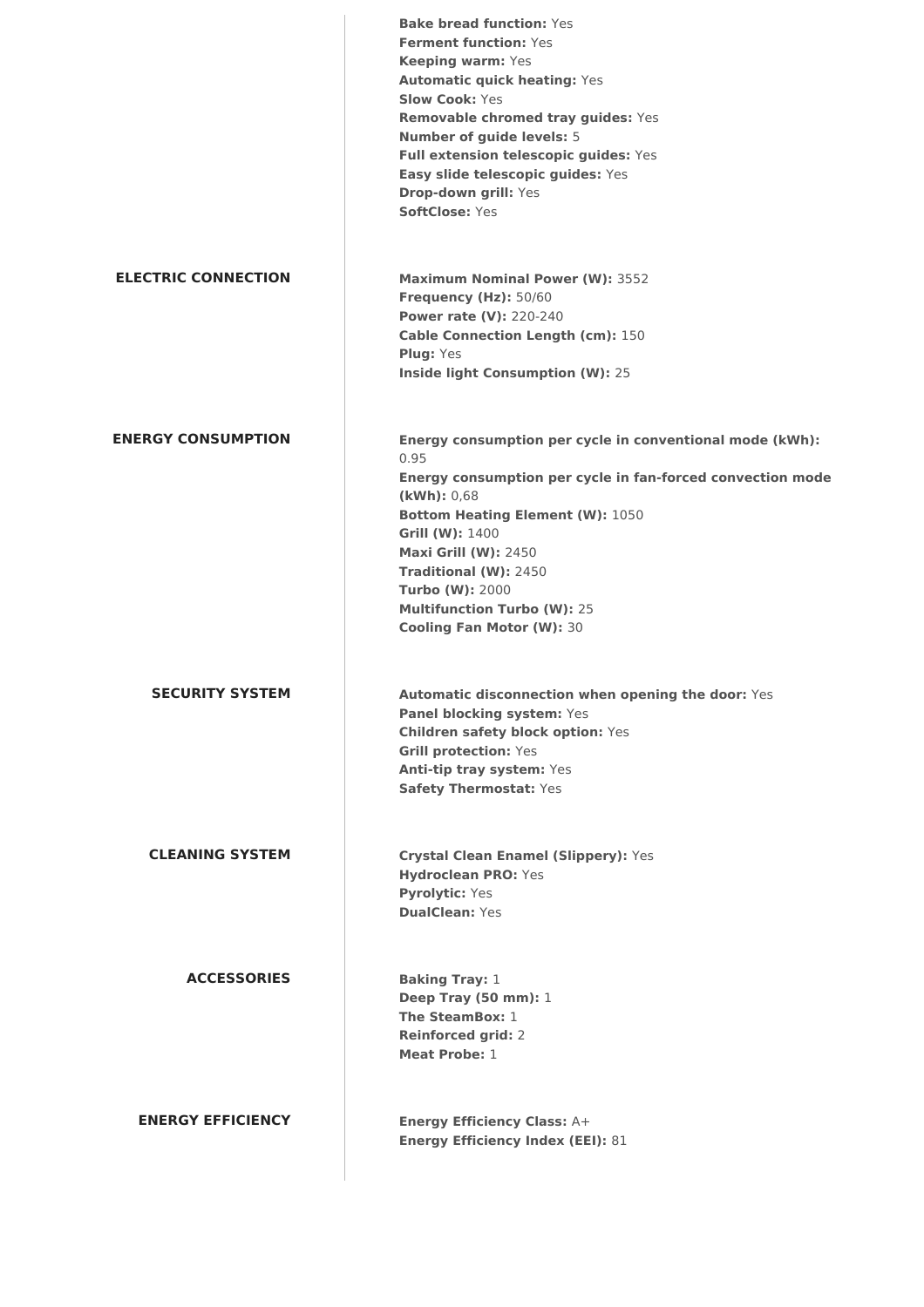**Bake bread function:** Yes
**Ferment function:** Yes
**Keeping warm:** Yes
**Automatic quick heating:** Yes
**Slow Cook:** Yes
**Removable chromed tray guides:** Yes
**Number of guide levels:** 5
**Full extension telescopic guides:** Yes
**Easy slide telescopic guides:** Yes
**Drop-down grill:** Yes
**SoftClose:** Yes

## ELECTRIC CONNECTION

**Maximum Nominal Power (W):** 3552
**Frequency (Hz):** 50/60
**Power rate (V):** 220-240
**Cable Connection Length (cm):** 150
**Plug:** Yes
**Inside light Consumption (W):** 25

## ENERGY CONSUMPTION

**Energy consumption per cycle in conventional mode (kWh):** 0.95
**Energy consumption per cycle in fan-forced convection mode (kWh):** 0,68
**Bottom Heating Element (W):** 1050
**Grill (W):** 1400
**Maxi Grill (W):** 2450
**Traditional (W):** 2450
**Turbo (W):** 2000
**Multifunction Turbo (W):** 25
**Cooling Fan Motor (W):** 30

## SECURITY SYSTEM

**Automatic disconnection when opening the door:** Yes
**Panel blocking system:** Yes
**Children safety block option:** Yes
**Grill protection:** Yes
**Anti-tip tray system:** Yes
**Safety Thermostat:** Yes

## CLEANING SYSTEM

**Crystal Clean Enamel (Slippery):** Yes
**Hydroclean PRO:** Yes
**Pyrolytic:** Yes
**DualClean:** Yes

## ACCESSORIES

**Baking Tray:** 1
**Deep Tray (50 mm):** 1
**The SteamBox:** 1
**Reinforced grid:** 2
**Meat Probe:** 1

## ENERGY EFFICIENCY

**Energy Efficiency Class:** A+
**Energy Efficiency Index (EEI):** 81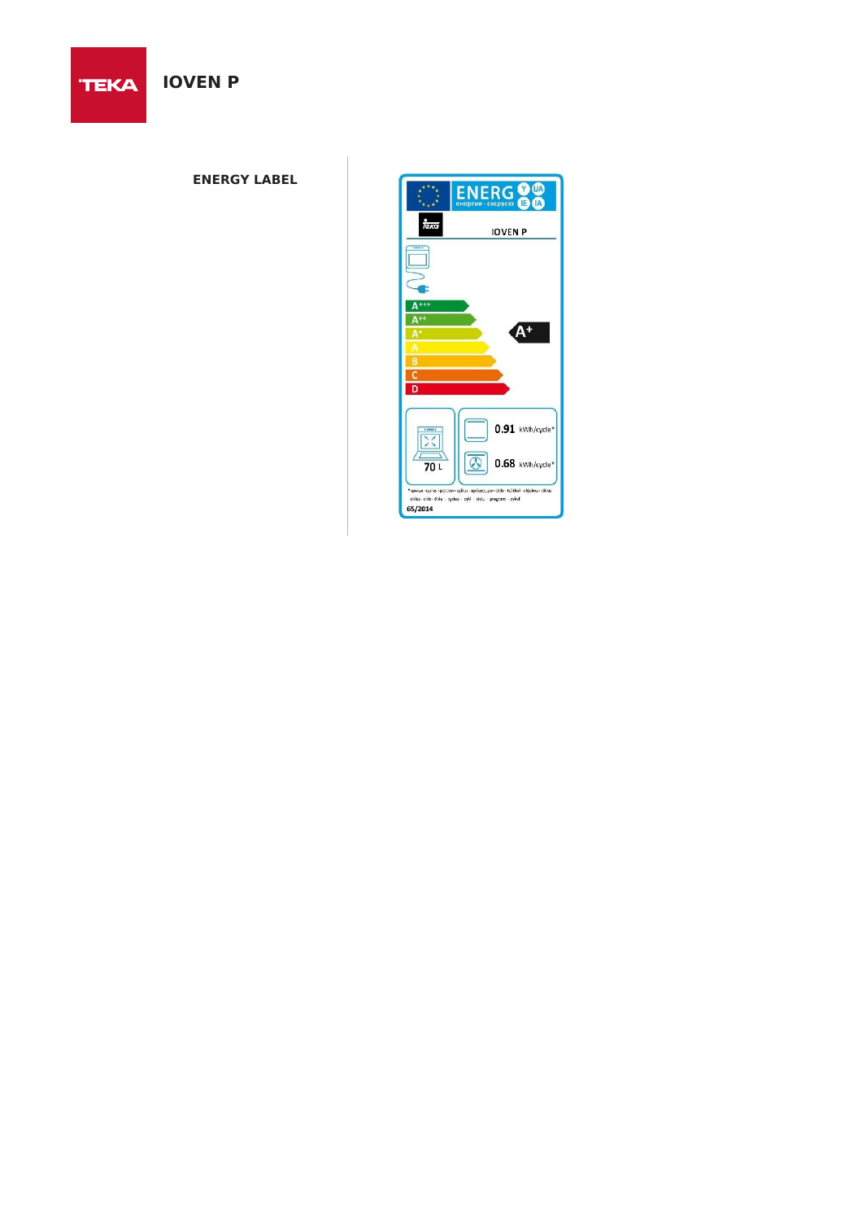TEKA

# IOVEN P

## ENERGY LABEL

ENERG

енергия · ενεργεια

IOVEN P

A+++

A++

A+

A

B

C

D

A+

70 L

0.91 kWh/cycle*

0.68 kWh/cycle*

65/2014